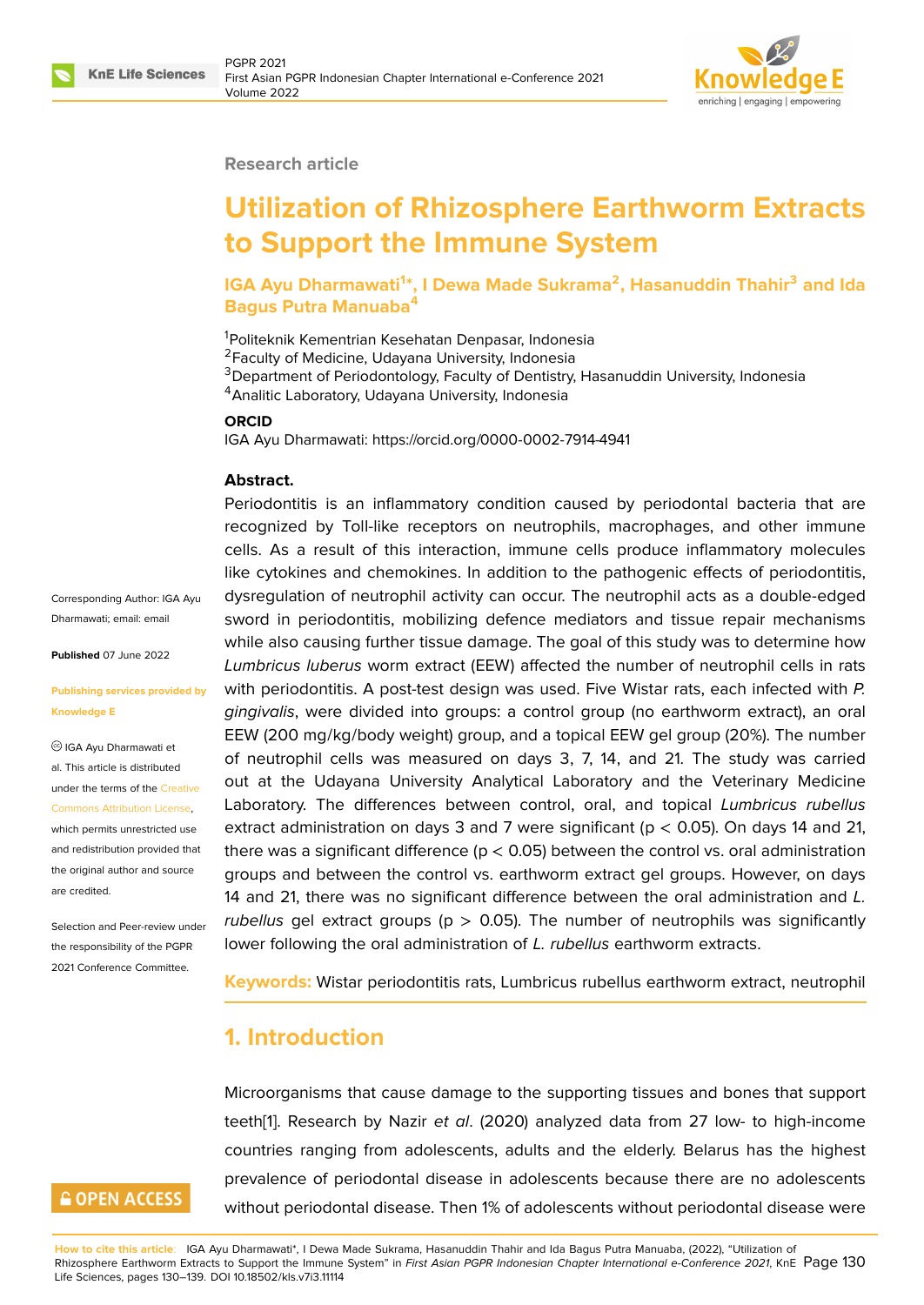Research article

# Utilization of Rhizosphere Earthworm Extracts to Support the Immune System

**IGA Ayu Dharmawati[1*], I Dewa Made Sukrama[2], Hasanuddin Thahir[3] and Ida Bagus Putra Manuaba[4]**

[1]Politeknik Kementrian Kesehatan Denpasar, Indonesia
[2]Faculty of Medicine, Udayana University, Indonesia
[3]Department of Periodontology, Faculty of Dentistry, Hasanuddin University, Indonesia
[4]Analitic Laboratory, Udayana University, Indonesia

**ORCID**

IGA Ayu Dharmawati: https://orcid.org/0000-0002-7914-4941

Corresponding Author: IGA Ayu Dharmawati; email: email

**Published** 07 June 2022

**Publishing services provided by Knowledge E**

© IGA Ayu Dharmawati et al. This article is distributed under the terms of the Creative Commons Attribution License, which permits unrestricted use and redistribution provided that the original author and source are credited.

Selection and Peer-review under the responsibility of the PGPR 2021 Conference Committee.

**Abstract.**

Periodontitis is an inflammatory condition caused by periodontal bacteria that are recognized by Toll-like receptors on neutrophils, macrophages, and other immune cells. As a result of this interaction, immune cells produce inflammatory molecules like cytokines and chemokines. In addition to the pathogenic effects of periodontitis, dysregulation of neutrophil activity can occur. The neutrophil acts as a double-edged sword in periodontitis, mobilizing defence mediators and tissue repair mechanisms while also causing further tissue damage. The goal of this study was to determine how *Lumbricus luberus* worm extract (EEW) affected the number of neutrophil cells in rats with periodontitis. A post-test design was used. Five Wistar rats, each infected with *P. gingivalis*, were divided into groups: a control group (no earthworm extract), an oral EEW (200 mg/kg/body weight) group, and a topical EEW gel group (20%). The number of neutrophil cells was measured on days 3, 7, 14, and 21. The study was carried out at the Udayana University Analytical Laboratory and the Veterinary Medicine Laboratory. The differences between control, oral, and topical *Lumbricus rubellus* extract administration on days 3 and 7 were significant ($p < 0.05$). On days 14 and 21, there was a significant difference ($p < 0.05$) between the control vs. oral administration groups and between the control vs. earthworm extract gel groups. However, on days 14 and 21, there was no significant difference between the oral administration and *L. rubellus* gel extract groups ($p > 0.05$). The number of neutrophils was significantly lower following the oral administration of *L. rubellus* earthworm extracts.

**Keywords:** Wistar periodontitis rats, Lumbricus rubellus earthworm extract, neutrophil

## 1. Introduction

Microorganisms that cause damage to the supporting tissues and bones that support teeth[1]. Research by Nazir *et al*. (2020) analyzed data from 27 low- to high-income countries ranging from adolescents, adults and the elderly. Belarus has the highest prevalence of periodontal disease in adolescents because there are no adolescents without periodontal disease. Then 1% of adolescents without periodontal disease were

**How to cite this article**: IGA Ayu Dharmawati*, I Dewa Made Sukrama, Hasanuddin Thahir and Ida Bagus Putra Manuaba, (2022), "Utilization of Rhizosphere Earthworm Extracts to Support the Immune System" in *First Asian PGPR Indonesian Chapter International e-Conference 2021*, KnE Life Sciences, pages 130–139. DOI 10.18502/kls.v7i3.11114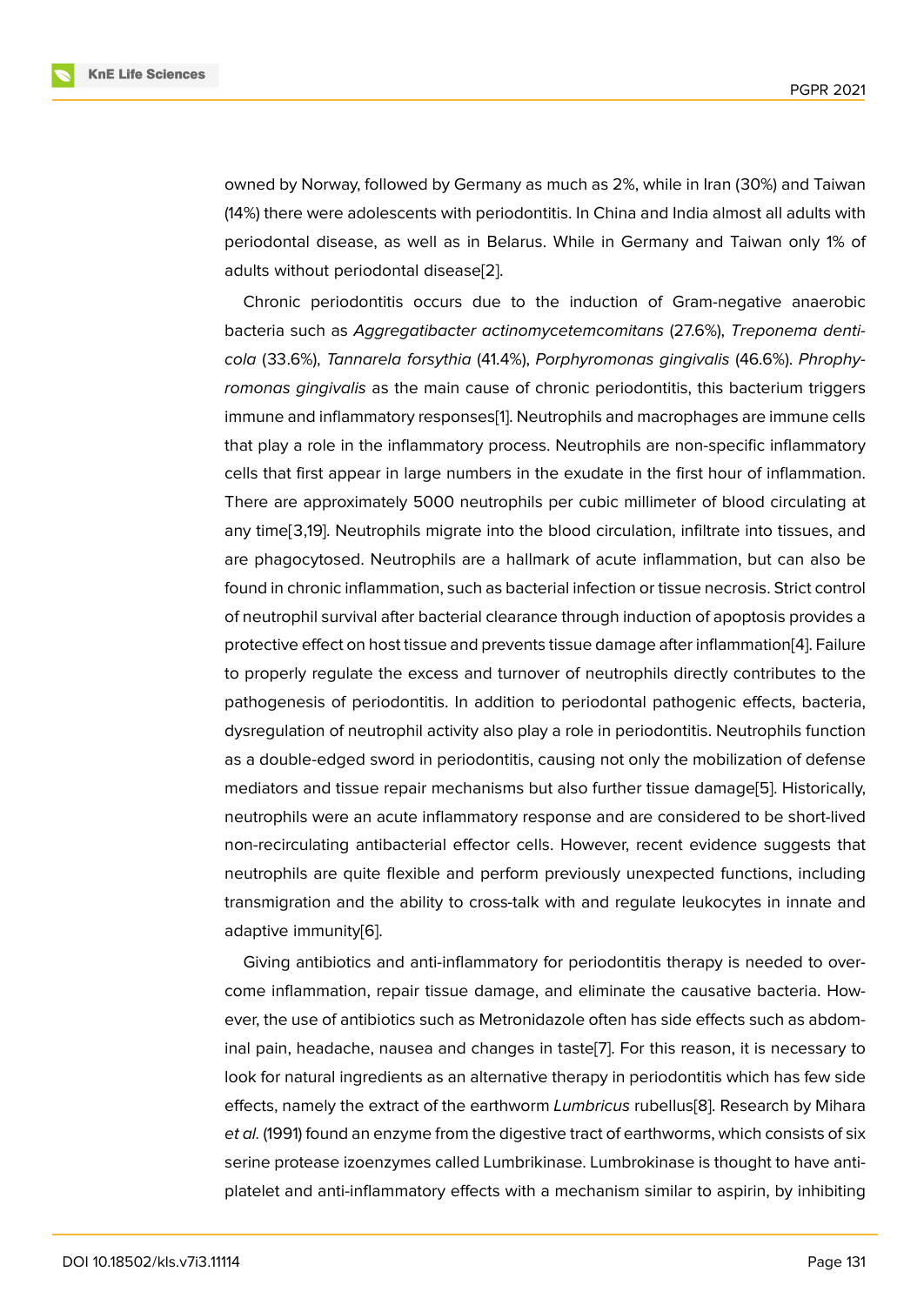owned by Norway, followed by Germany as much as 2%, while in Iran (30%) and Taiwan (14%) there were adolescents with periodontitis. In China and India almost all adults with periodontal disease, as well as in Belarus. While in Germany and Taiwan only 1% of adults without periodontal disease[2].

Chronic periodontitis occurs due to the induction of Gram-negative anaerobic bacteria such as *Aggregatibacter actinomycetemcomitans* (27.6%), *Treponema denticola* (33.6%), *Tannarela forsythia* (41.4%), *Porphyromonas gingivalis* (46.6%). *Phrophyromonas gingivalis* as the main cause of chronic periodontitis, this bacterium triggers immune and inflammatory responses[1]. Neutrophils and macrophages are immune cells that play a role in the inflammatory process. Neutrophils are non-specific inflammatory cells that first appear in large numbers in the exudate in the first hour of inflammation. There are approximately 5000 neutrophils per cubic millimeter of blood circulating at any time[3,19]. Neutrophils migrate into the blood circulation, infiltrate into tissues, and are phagocytosed. Neutrophils are a hallmark of acute inflammation, but can also be found in chronic inflammation, such as bacterial infection or tissue necrosis. Strict control of neutrophil survival after bacterial clearance through induction of apoptosis provides a protective effect on host tissue and prevents tissue damage after inflammation[4]. Failure to properly regulate the excess and turnover of neutrophils directly contributes to the pathogenesis of periodontitis. In addition to periodontal pathogenic effects, bacteria, dysregulation of neutrophil activity also play a role in periodontitis. Neutrophils function as a double-edged sword in periodontitis, causing not only the mobilization of defense mediators and tissue repair mechanisms but also further tissue damage[5]. Historically, neutrophils were an acute inflammatory response and are considered to be short-lived non-recirculating antibacterial effector cells. However, recent evidence suggests that neutrophils are quite flexible and perform previously unexpected functions, including transmigration and the ability to cross-talk with and regulate leukocytes in innate and adaptive immunity[6].

Giving antibiotics and anti-inflammatory for periodontitis therapy is needed to overcome inflammation, repair tissue damage, and eliminate the causative bacteria. However, the use of antibiotics such as Metronidazole often has side effects such as abdominal pain, headache, nausea and changes in taste[7]. For this reason, it is necessary to look for natural ingredients as an alternative therapy in periodontitis which has few side effects, namely the extract of the earthworm *Lumbricus* rubellus[8]. Research by Mihara *et al.* (1991) found an enzyme from the digestive tract of earthworms, which consists of six serine protease izoenzymes called Lumbrikinase. Lumbrokinase is thought to have anti-platelet and anti-inflammatory effects with a mechanism similar to aspirin, by inhibiting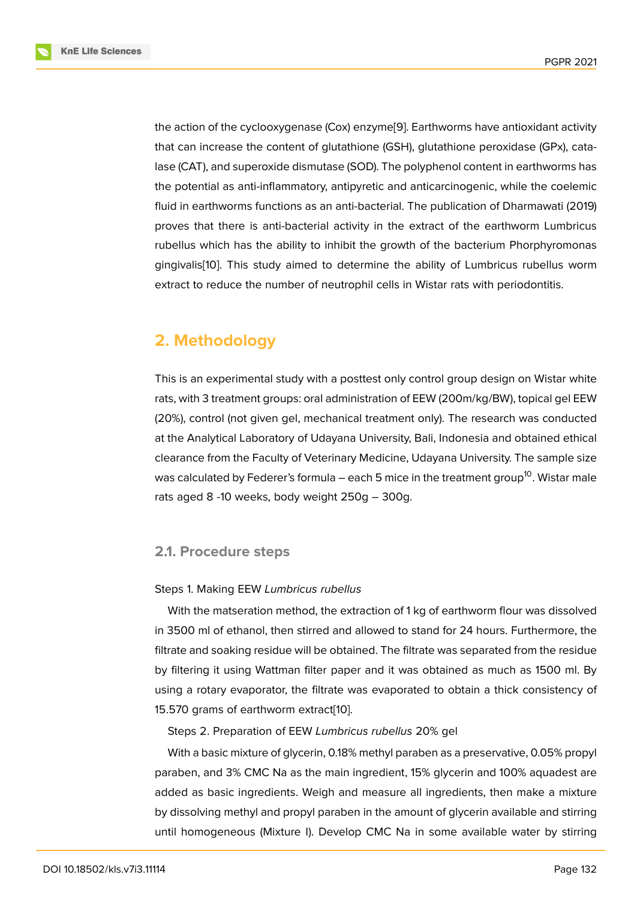the action of the cyclooxygenase (Cox) enzyme[9]. Earthworms have antioxidant activity that can increase the content of glutathione (GSH), glutathione peroxidase (GPx), catalase (CAT), and superoxide dismutase (SOD). The polyphenol content in earthworms has the potential as anti-inflammatory, antipyretic and anticarcinogenic, while the coelemic fluid in earthworms functions as an anti-bacterial. The publication of Dharmawati (2019) proves that there is anti-bacterial activity in the extract of the earthworm Lumbricus rubellus which has the ability to inhibit the growth of the bacterium Phorphyromonas gingivalis[10]. This study aimed to determine the ability of Lumbricus rubellus worm extract to reduce the number of neutrophil cells in Wistar rats with periodontitis.

## 2. Methodology

This is an experimental study with a posttest only control group design on Wistar white rats, with 3 treatment groups: oral administration of EEW (200m/kg/BW), topical gel EEW (20%), control (not given gel, mechanical treatment only). The research was conducted at the Analytical Laboratory of Udayana University, Bali, Indonesia and obtained ethical clearance from the Faculty of Veterinary Medicine, Udayana University. The sample size was calculated by Federer's formula – each 5 mice in the treatment group[10]. Wistar male rats aged 8 -10 weeks, body weight 250g – 300g.

### 2.1. Procedure steps

Steps 1. Making EEW *Lumbricus rubellus*

With the matseration method, the extraction of 1 kg of earthworm flour was dissolved in 3500 ml of ethanol, then stirred and allowed to stand for 24 hours. Furthermore, the filtrate and soaking residue will be obtained. The filtrate was separated from the residue by filtering it using Wattman filter paper and it was obtained as much as 1500 ml. By using a rotary evaporator, the filtrate was evaporated to obtain a thick consistency of 15.570 grams of earthworm extract[10].

Steps 2. Preparation of EEW *Lumbricus rubellus* 20% gel

With a basic mixture of glycerin, 0.18% methyl paraben as a preservative, 0.05% propyl paraben, and 3% CMC Na as the main ingredient, 15% glycerin and 100% aquadest are added as basic ingredients. Weigh and measure all ingredients, then make a mixture by dissolving methyl and propyl paraben in the amount of glycerin available and stirring until homogeneous (Mixture I). Develop CMC Na in some available water by stirring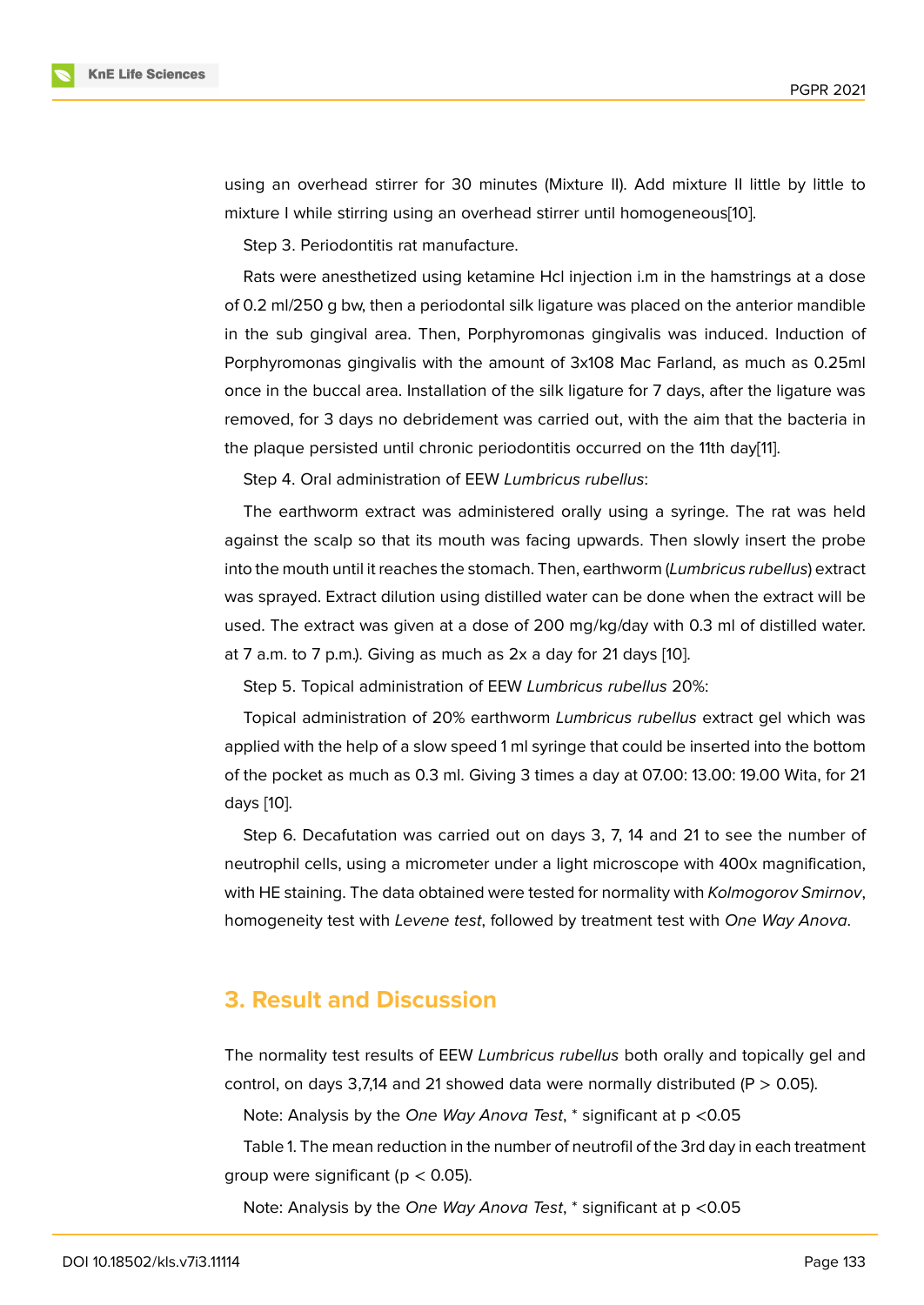using an overhead stirrer for 30 minutes (Mixture II). Add mixture II little by little to mixture I while stirring using an overhead stirrer until homogeneous[10].

Step 3. Periodontitis rat manufacture.

Rats were anesthetized using ketamine Hcl injection i.m in the hamstrings at a dose of 0.2 ml/250 g bw, then a periodontal silk ligature was placed on the anterior mandible in the sub gingival area. Then, Porphyromonas gingivalis was induced. Induction of Porphyromonas gingivalis with the amount of 3x108 Mac Farland, as much as 0.25ml once in the buccal area. Installation of the silk ligature for 7 days, after the ligature was removed, for 3 days no debridement was carried out, with the aim that the bacteria in the plaque persisted until chronic periodontitis occurred on the 11th day[11].

Step 4. Oral administration of EEW *Lumbricus rubellus*:

The earthworm extract was administered orally using a syringe. The rat was held against the scalp so that its mouth was facing upwards. Then slowly insert the probe into the mouth until it reaches the stomach. Then, earthworm (*Lumbricus rubellus*) extract was sprayed. Extract dilution using distilled water can be done when the extract will be used. The extract was given at a dose of 200 mg/kg/day with 0.3 ml of distilled water. at 7 a.m. to 7 p.m.). Giving as much as 2x a day for 21 days [10].

Step 5. Topical administration of EEW *Lumbricus rubellus* 20%:

Topical administration of 20% earthworm *Lumbricus rubellus* extract gel which was applied with the help of a slow speed 1 ml syringe that could be inserted into the bottom of the pocket as much as 0.3 ml. Giving 3 times a day at 07.00: 13.00: 19.00 Wita, for 21 days [10].

Step 6. Decafutation was carried out on days 3, 7, 14 and 21 to see the number of neutrophil cells, using a micrometer under a light microscope with 400x magnification, with HE staining. The data obtained were tested for normality with *Kolmogorov Smirnov*, homogeneity test with *Levene test*, followed by treatment test with *One Way Anova*.

## 3. Result and Discussion

The normality test results of EEW *Lumbricus rubellus* both orally and topically gel and control, on days 3,7,14 and 21 showed data were normally distributed ($P > 0.05$).

Note: Analysis by the *One Way Anova Test*, * significant at $p < 0.05$

Table 1. The mean reduction in the number of neutrofil of the 3rd day in each treatment group were significant ($p < 0.05$).

Note: Analysis by the *One Way Anova Test*, * significant at $p < 0.05$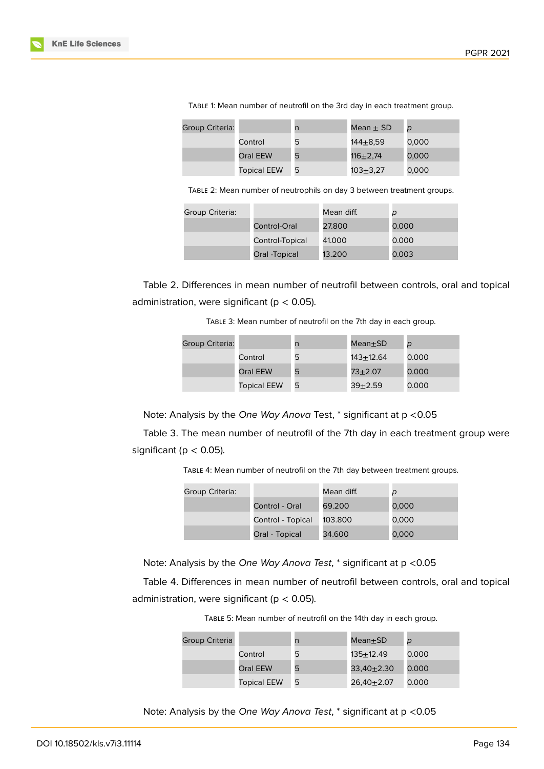Table 1: Mean number of neutrofil on the 3rd day in each treatment group.

| Group Criteria: | | n | Mean ± SD | *p* |
|---|---|---|---|---|
| | Control | 5 | 144±8,59 | 0,000 |
| | Oral EEW | 5 | 116±2,74 | 0,000 |
| | Topical EEW | 5 | 103±3,27 | 0,000 |

Table 2: Mean number of neutrophils on day 3 between treatment groups.

| Group Criteria: | | Mean diff. | *p* |
|---|---|---|---|
| | Control-Oral | 27.800 | 0.000 |
| | Control-Topical | 41.000 | 0.000 |
| | Oral -Topical | 13.200 | 0.003 |

Table 2. Differences in mean number of neutrofil between controls, oral and topical administration, were significant ($p < 0.05$).

Table 3: Mean number of neutrofil on the 7th day in each group.

| Group Criteria: | | n | Mean±SD | *p* |
|---|---|---|---|---|
| | Control | 5 | 143±12.64 | 0.000 |
| | Oral EEW | 5 | 73±2.07 | 0.000 |
| | Topical EEW | 5 | 39±2.59 | 0.000 |

Note: Analysis by the *One Way Anova* Test, * significant at $p < 0.05$

Table 3. The mean number of neutrofil of the 7th day in each treatment group were significant ($p < 0.05$).

Table 4: Mean number of neutrofil on the 7th day between treatment groups.

| Group Criteria: | | Mean diff. | *p* |
|---|---|---|---|
| | Control - Oral | 69.200 | 0,000 |
| | Control - Topical | 103.800 | 0,000 |
| | Oral - Topical | 34.600 | 0,000 |

Note: Analysis by the *One Way Anova Test*, * significant at $p < 0.05$

Table 4. Differences in mean number of neutrofil between controls, oral and topical administration, were significant ($p < 0.05$).

Table 5: Mean number of neutrofil on the 14th day in each group.

| Group Criteria | | n | Mean±SD | *p* |
|---|---|---|---|---|
| | Control | 5 | 135±12.49 | 0.000 |
| | Oral EEW | 5 | 33,40±2.30 | 0.000 |
| | Topical EEW | 5 | 26,40±2.07 | 0.000 |

Note: Analysis by the *One Way Anova Test*, * significant at $p < 0.05$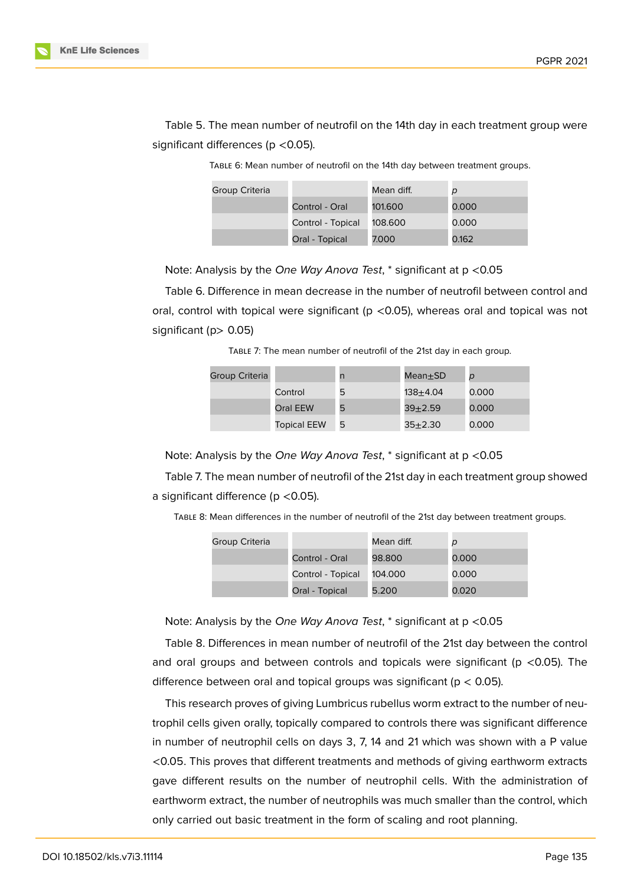Table 5. The mean number of neutrofil on the 14th day in each treatment group were significant differences ($p < 0.05$).

TABLE 6: Mean number of neutrofil on the 14th day between treatment groups.

| Group Criteria | | Mean diff. | *p* |
|---|---|---|---|
| | Control - Oral | 101.600 | 0.000 |
| | Control - Topical | 108.600 | 0.000 |
| | Oral - Topical | 7.000 | 0.162 |

Note: Analysis by the *One Way Anova Test*, * significant at $p < 0.05$

Table 6. Difference in mean decrease in the number of neutrofil between control and oral, control with topical were significant ($p < 0.05$), whereas oral and topical was not significant ($p > 0.05$)

TABLE 7: The mean number of neutrofil of the 21st day in each group.

| Group Criteria | | n | Mean±SD | *p* |
|---|---|---|---|---|
| | Control | 5 | 138±4.04 | 0.000 |
| | Oral EEW | 5 | 39±2.59 | 0.000 |
| | Topical EEW | 5 | 35±2.30 | 0.000 |

Note: Analysis by the *One Way Anova Test*, * significant at $p < 0.05$

Table 7. The mean number of neutrofil of the 21st day in each treatment group showed a significant difference ($p < 0.05$).

TABLE 8: Mean differences in the number of neutrofil of the 21st day between treatment groups.

| Group Criteria | | Mean diff. | *p* |
|---|---|---|---|
| | Control - Oral | 98.800 | 0.000 |
| | Control - Topical | 104.000 | 0.000 |
| | Oral - Topical | 5.200 | 0.020 |

Note: Analysis by the *One Way Anova Test*, * significant at $p < 0.05$

Table 8. Differences in mean number of neutrofil of the 21st day between the control and oral groups and between controls and topicals were significant ($p < 0.05$). The difference between oral and topical groups was significant ($p < 0.05$).

This research proves of giving Lumbricus rubellus worm extract to the number of neutrophil cells given orally, topically compared to controls there was significant difference in number of neutrophil cells on days 3, 7, 14 and 21 which was shown with a P value <0.05. This proves that different treatments and methods of giving earthworm extracts gave different results on the number of neutrophil cells. With the administration of earthworm extract, the number of neutrophils was much smaller than the control, which only carried out basic treatment in the form of scaling and root planning.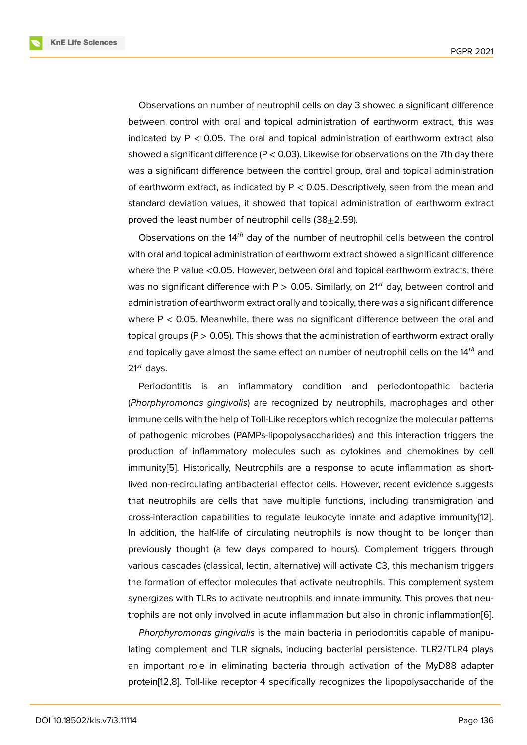Observations on number of neutrophil cells on day 3 showed a significant difference between control with oral and topical administration of earthworm extract, this was indicated by $P < 0.05$. The oral and topical administration of earthworm extract also showed a significant difference ($P < 0.03$). Likewise for observations on the 7th day there was a significant difference between the control group, oral and topical administration of earthworm extract, as indicated by $P < 0.05$. Descriptively, seen from the mean and standard deviation values, it showed that topical administration of earthworm extract proved the least number of neutrophil cells ($38 \pm 2.59$).

Observations on the $14^{th}$ day of the number of neutrophil cells between the control with oral and topical administration of earthworm extract showed a significant difference where the P value $<0.05$. However, between oral and topical earthworm extracts, there was no significant difference with $P > 0.05$. Similarly, on $21^{st}$ day, between control and administration of earthworm extract orally and topically, there was a significant difference where $P < 0.05$. Meanwhile, there was no significant difference between the oral and topical groups ($P > 0.05$). This shows that the administration of earthworm extract orally and topically gave almost the same effect on number of neutrophil cells on the $14^{th}$ and $21^{st}$ days.

Periodontitis is an inflammatory condition and periodontopathic bacteria (*Phorphyromonas gingivalis*) are recognized by neutrophils, macrophages and other immune cells with the help of Toll-Like receptors which recognize the molecular patterns of pathogenic microbes (PAMPs-lipopolysaccharides) and this interaction triggers the production of inflammatory molecules such as cytokines and chemokines by cell immunity[5]. Historically, Neutrophils are a response to acute inflammation as short-lived non-recirculating antibacterial effector cells. However, recent evidence suggests that neutrophils are cells that have multiple functions, including transmigration and cross-interaction capabilities to regulate leukocyte innate and adaptive immunity[12]. In addition, the half-life of circulating neutrophils is now thought to be longer than previously thought (a few days compared to hours). Complement triggers through various cascades (classical, lectin, alternative) will activate C3, this mechanism triggers the formation of effector molecules that activate neutrophils. This complement system synergizes with TLRs to activate neutrophils and innate immunity. This proves that neutrophils are not only involved in acute inflammation but also in chronic inflammation[6].

*Phorphyromonas gingivalis* is the main bacteria in periodontitis capable of manipulating complement and TLR signals, inducing bacterial persistence. TLR2/TLR4 plays an important role in eliminating bacteria through activation of the MyD88 adapter protein[12,8]. Toll-like receptor 4 specifically recognizes the lipopolysaccharide of the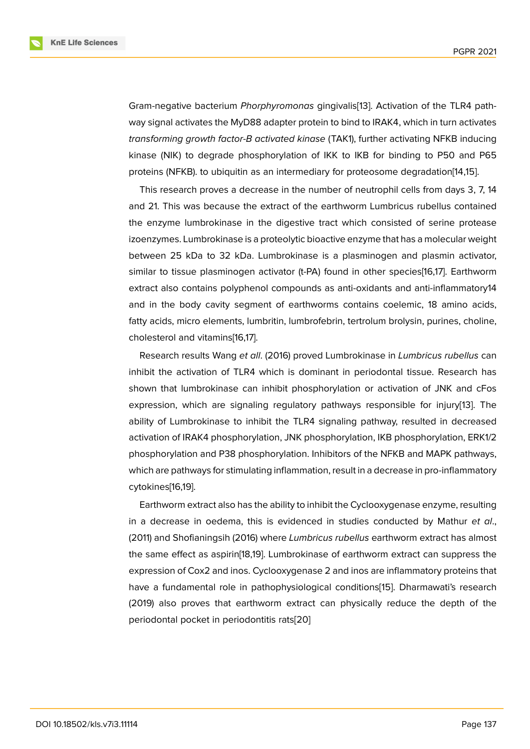Gram-negative bacterium *Phorphyromonas* gingivalis[13]. Activation of the TLR4 pathway signal activates the MyD88 adapter protein to bind to IRAK4, which in turn activates *transforming growth factor-B activated kinase* (TAK1), further activating NFKB inducing kinase (NIK) to degrade phosphorylation of IKK to IKB for binding to P50 and P65 proteins (NFKB). to ubiquitin as an intermediary for proteosome degradation[14,15].

This research proves a decrease in the number of neutrophil cells from days 3, 7, 14 and 21. This was because the extract of the earthworm Lumbricus rubellus contained the enzyme lumbrokinase in the digestive tract which consisted of serine protease izoenzymes. Lumbrokinase is a proteolytic bioactive enzyme that has a molecular weight between 25 kDa to 32 kDa. Lumbrokinase is a plasminogen and plasmin activator, similar to tissue plasminogen activator (t-PA) found in other species[16,17]. Earthworm extract also contains polyphenol compounds as anti-oxidants and anti-inflammatory14 and in the body cavity segment of earthworms contains coelemic, 18 amino acids, fatty acids, micro elements, lumbritin, lumbrofebrin, tertrolum brolysin, purines, choline, cholesterol and vitamins[16,17].

Research results Wang *et all*. (2016) proved Lumbrokinase in *Lumbricus rubellus* can inhibit the activation of TLR4 which is dominant in periodontal tissue. Research has shown that lumbrokinase can inhibit phosphorylation or activation of JNK and cFos expression, which are signaling regulatory pathways responsible for injury[13]. The ability of Lumbrokinase to inhibit the TLR4 signaling pathway, resulted in decreased activation of IRAK4 phosphorylation, JNK phosphorylation, IKB phosphorylation, ERK1/2 phosphorylation and P38 phosphorylation. Inhibitors of the NFKB and MAPK pathways, which are pathways for stimulating inflammation, result in a decrease in pro-inflammatory cytokines[16,19].

Earthworm extract also has the ability to inhibit the Cyclooxygenase enzyme, resulting in a decrease in oedema, this is evidenced in studies conducted by Mathur *et al*., (2011) and Shofianingsih (2016) where *Lumbricus rubellus* earthworm extract has almost the same effect as aspirin[18,19]. Lumbrokinase of earthworm extract can suppress the expression of Cox2 and inos. Cyclooxygenase 2 and inos are inflammatory proteins that have a fundamental role in pathophysiological conditions[15]. Dharmawati's research (2019) also proves that earthworm extract can physically reduce the depth of the periodontal pocket in periodontitis rats[20]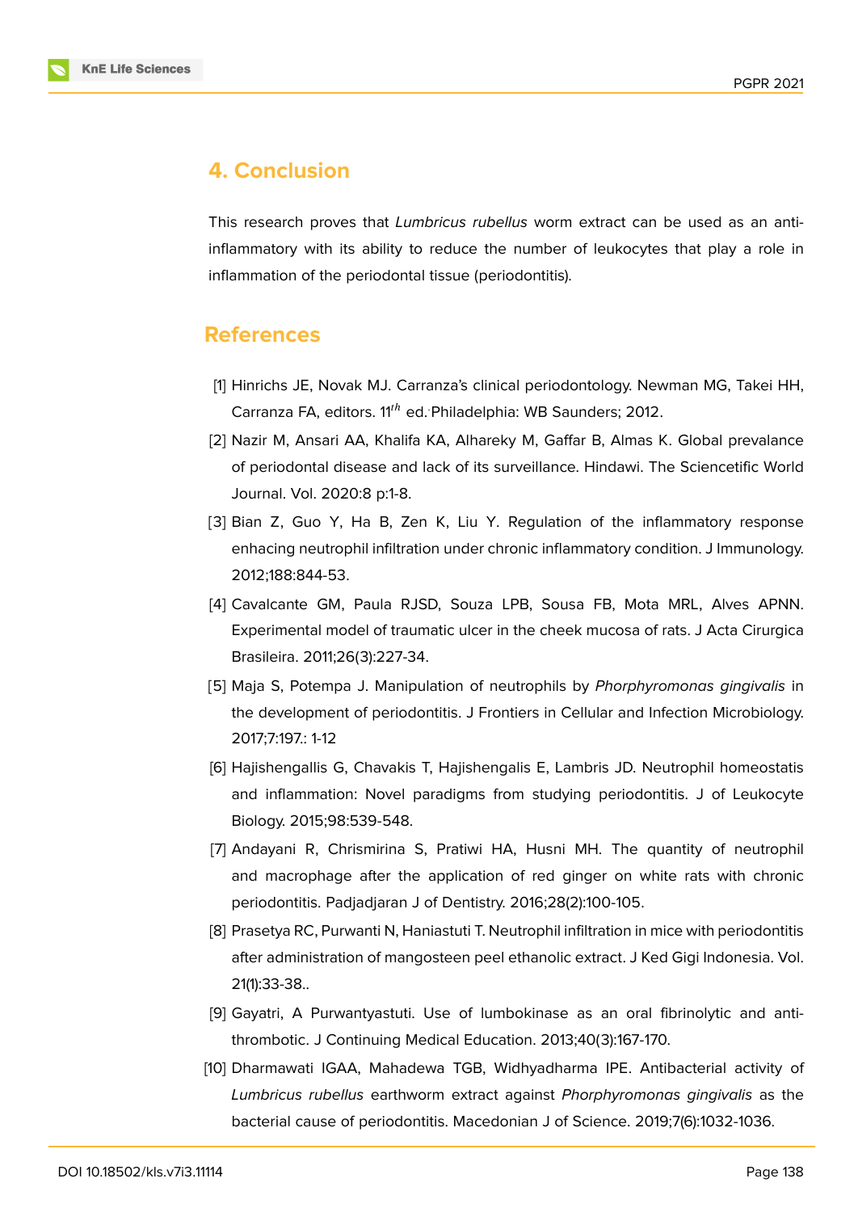## 4. Conclusion

This research proves that *Lumbricus rubellus* worm extract can be used as an anti-inflammatory with its ability to reduce the number of leukocytes that play a role in inflammation of the periodontal tissue (periodontitis).

## References

[1] Hinrichs JE, Novak MJ. Carranza's clinical periodontology. Newman MG, Takei HH, Carranza FA, editors. 11$^{th}$ ed. Philadelphia: WB Saunders; 2012.

[2] Nazir M, Ansari AA, Khalifa KA, Alhareky M, Gaffar B, Almas K. Global prevalance of periodontal disease and lack of its surveillance. Hindawi. The Sciencetific World Journal. Vol. 2020:8 p:1-8.

[3] Bian Z, Guo Y, Ha B, Zen K, Liu Y. Regulation of the inflammatory response enhacing neutrophil infiltration under chronic inflammatory condition. J Immunology. 2012;188:844-53.

[4] Cavalcante GM, Paula RJSD, Souza LPB, Sousa FB, Mota MRL, Alves APNN. Experimental model of traumatic ulcer in the cheek mucosa of rats. J Acta Cirurgica Brasileira. 2011;26(3):227-34.

[5] Maja S, Potempa J. Manipulation of neutrophils by *Phorphyromonas gingivalis* in the development of periodontitis. J Frontiers in Cellular and Infection Microbiology. 2017;7:197.: 1-12

[6] Hajishengallis G, Chavakis T, Hajishengalis E, Lambris JD. Neutrophil homeostatis and inflammation: Novel paradigms from studying periodontitis. J of Leukocyte Biology. 2015;98:539-548.

[7] Andayani R, Chrismirina S, Pratiwi HA, Husni MH. The quantity of neutrophil and macrophage after the application of red ginger on white rats with chronic periodontitis. Padjadjaran J of Dentistry. 2016;28(2):100-105.

[8] Prasetya RC, Purwanti N, Haniastuti T. Neutrophil infiltration in mice with periodontitis after administration of mangosteen peel ethanolic extract. J Ked Gigi Indonesia. Vol. 21(1):33-38..

[9] Gayatri, A Purwantyastuti. Use of lumbokinase as an oral fibrinolytic and anti-thrombotic. J Continuing Medical Education. 2013;40(3):167-170.

[10] Dharmawati IGAA, Mahadewa TGB, Widhyadharma IPE. Antibacterial activity of *Lumbricus rubellus* earthworm extract against *Phorphyromonas gingivalis* as the bacterial cause of periodontitis. Macedonian J of Science. 2019;7(6):1032-1036.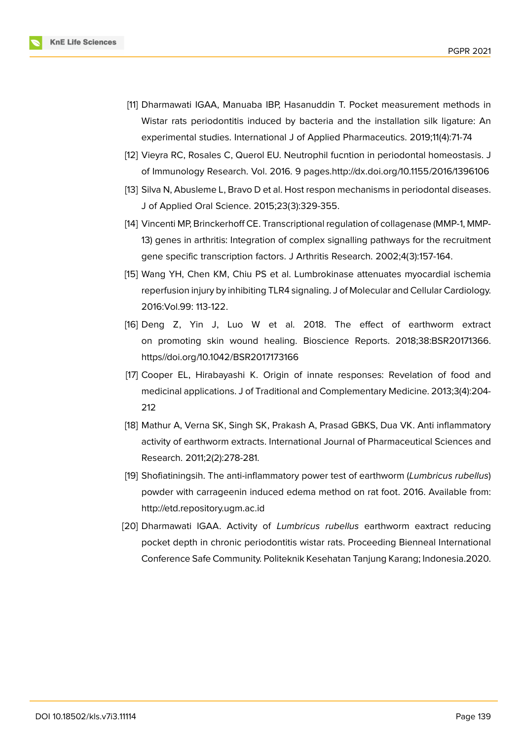[11] Dharmawati IGAA, Manuaba IBP, Hasanuddin T. Pocket measurement methods in Wistar rats periodontitis induced by bacteria and the installation silk ligature: An experimental studies. International J of Applied Pharmaceutics. 2019;11(4):71-74

[12] Vieyra RC, Rosales C, Querol EU. Neutrophil fucntion in periodontal homeostasis. J of Immunology Research. Vol. 2016. 9 pages.http://dx.doi.org/10.1155/2016/1396106

[13] Silva N, Abusleme L, Bravo D et al. Host respon mechanisms in periodontal diseases. J of Applied Oral Science. 2015;23(3):329-355.

[14] Vincenti MP, Brinckerhoff CE. Transcriptional regulation of collagenase (MMP-1, MMP-13) genes in arthritis: Integration of complex signalling pathways for the recruitment gene specific transcription factors. J Arthritis Research. 2002;4(3):157-164.

[15] Wang YH, Chen KM, Chiu PS et al. Lumbrokinase attenuates myocardial ischemia reperfusion injury by inhibiting TLR4 signaling. J of Molecular and Cellular Cardiology. 2016:Vol.99: 113-122.

[16] Deng Z, Yin J, Luo W et al. 2018. The effect of earthworm extract on promoting skin wound healing. Bioscience Reports. 2018;38:BSR20171366. https//doi.org/10.1042/BSR2017173166

[17] Cooper EL, Hirabayashi K. Origin of innate responses: Revelation of food and medicinal applications. J of Traditional and Complementary Medicine. 2013;3(4):204-212

[18] Mathur A, Verna SK, Singh SK, Prakash A, Prasad GBKS, Dua VK. Anti inflammatory activity of earthworm extracts. International Journal of Pharmaceutical Sciences and Research. 2011;2(2):278-281.

[19] Shofiatiningsih. The anti-inflammatory power test of earthworm (*Lumbricus rubellus*) powder with carrageenin induced edema method on rat foot. 2016. Available from: http://etd.repository.ugm.ac.id

[20] Dharmawati IGAA. Activity of *Lumbricus rubellus* earthworm eaxtract reducing pocket depth in chronic periodontitis wistar rats. Proceeding Bienneal International Conference Safe Community. Politeknik Kesehatan Tanjung Karang; Indonesia.2020.